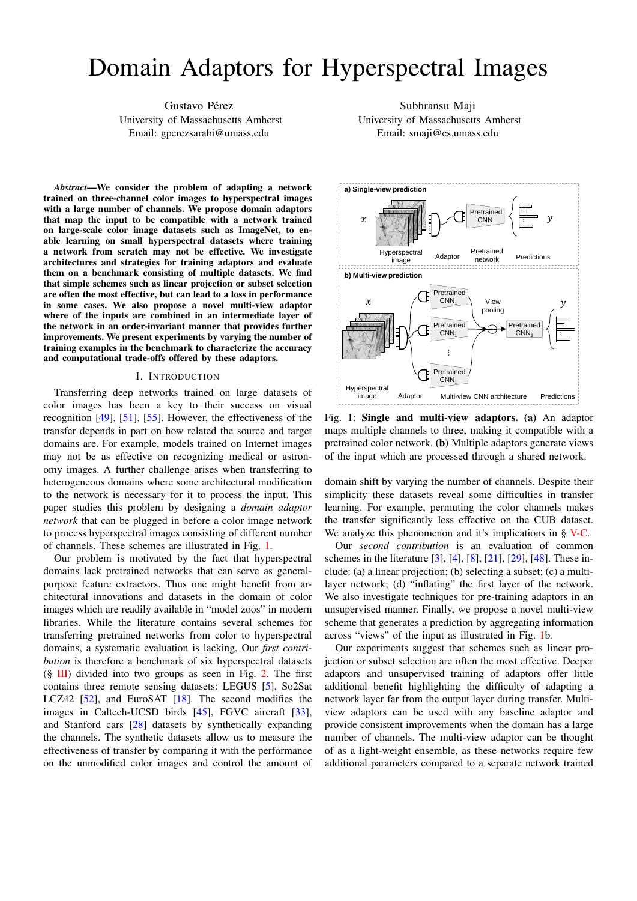# Domain Adaptors for Hyperspectral Images

Gustavo Pérez
University of Massachusetts Amherst
Email: gperezsarabi@umass.edu

Subhransu Maji
University of Massachusetts Amherst
Email: smaji@cs.umass.edu

***Abstract*—We consider the problem of adapting a network trained on three-channel color images to hyperspectral images with a large number of channels. We propose domain adaptors that map the input to be compatible with a network trained on large-scale color image datasets such as ImageNet, to enable learning on small hyperspectral datasets where training a network from scratch may not be effective. We investigate architectures and strategies for training adaptors and evaluate them on a benchmark consisting of multiple datasets. We find that simple schemes such as linear projection or subset selection are often the most effective, but can lead to a loss in performance in some cases. We also propose a novel multi-view adaptor where of the inputs are combined in an intermediate layer of the network in an order-invariant manner that provides further improvements. We present experiments by varying the number of training examples in the benchmark to characterize the accuracy and computational trade-offs offered by these adaptors.**

## I. Introduction

Transferring deep networks trained on large datasets of color images has been a key to their success on visual recognition [49], [51], [55]. However, the effectiveness of the transfer depends in part on how related the source and target domains are. For example, models trained on Internet images may not be as effective on recognizing medical or astronomy images. A further challenge arises when transferring to heterogeneous domains where some architectural modification to the network is necessary for it to process the input. This paper studies this problem by designing a *domain adaptor network* that can be plugged in before a color image network to process hyperspectral images consisting of different number of channels. These schemes are illustrated in Fig. 1.

Our problem is motivated by the fact that hyperspectral domains lack pretrained networks that can serve as general-purpose feature extractors. Thus one might benefit from architectural innovations and datasets in the domain of color images which are readily available in "model zoos" in modern libraries. While the literature contains several schemes for transferring pretrained networks from color to hyperspectral domains, a systematic evaluation is lacking. Our *first contribution* is therefore a benchmark of six hyperspectral datasets (§ III) divided into two groups as seen in Fig. 2. The first contains three remote sensing datasets: LEGUS [5], So2Sat LCZ42 [52], and EuroSAT [18]. The second modifies the images in Caltech-UCSD birds [45], FGVC aircraft [33], and Stanford cars [28] datasets by synthetically expanding the channels. The synthetic datasets allow us to measure the effectiveness of transfer by comparing it with the performance on the unmodified color images and control the amount of domain shift by varying the number of channels. Despite their simplicity these datasets reveal some difficulties in transfer learning. For example, permuting the color channels makes the transfer significantly less effective on the CUB dataset. We analyze this phenomenon and it's implications in § V-C.

Our *second contribution* is an evaluation of common schemes in the literature [3], [4], [8], [21], [29], [48]. These include: (a) a linear projection; (b) selecting a subset; (c) a multi-layer network; (d) "inflating" the first layer of the network. We also investigate techniques for pre-training adaptors in an unsupervised manner. Finally, we propose a novel multi-view scheme that generates a prediction by aggregating information across "views" of the input as illustrated in Fig. 1b.

Our experiments suggest that schemes such as linear projection or subset selection are often the most effective. Deeper adaptors and unsupervised training of adaptors offer little additional benefit highlighting the difficulty of adapting a network layer far from the output layer during transfer. Multi-view adaptors can be used with any baseline adaptor and provide consistent improvements when the domain has a large number of channels. The multi-view adaptor can be thought of as a light-weight ensemble, as these networks require few additional parameters compared to a separate network trained

Fig. 1: **Single and multi-view adaptors. (a)** An adaptor maps multiple channels to three, making it compatible with a pretrained color network. **(b)** Multiple adaptors generate views of the input which are processed through a shared network.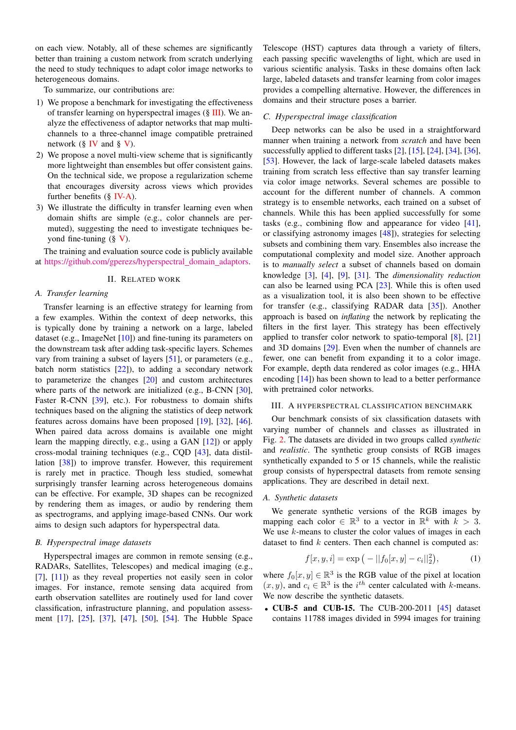on each view. Notably, all of these schemes are significantly better than training a custom network from scratch underlying the need to study techniques to adapt color image networks to heterogeneous domains.

To summarize, our contributions are:

1) We propose a benchmark for investigating the effectiveness of transfer learning on hyperspectral images (§ III). We analyze the effectiveness of adaptor networks that map multi-channels to a three-channel image compatible pretrained network (§ IV and § V).
2) We propose a novel multi-view scheme that is significantly more lightweight than ensembles but offer consistent gains. On the technical side, we propose a regularization scheme that encourages diversity across views which provides further benefits (§ IV-A).
3) We illustrate the difficulty in transfer learning even when domain shifts are simple (e.g., color channels are permuted), suggesting the need to investigate techniques beyond fine-tuning (§ V).

The training and evaluation source code is publicly available at https://github.com/gperezs/hyperspectral_domain_adaptors.

## II. Related work

### A. Transfer learning

Transfer learning is an effective strategy for learning from a few examples. Within the context of deep networks, this is typically done by training a network on a large, labeled dataset (e.g., ImageNet [10]) and fine-tuning its parameters on the downstream task after adding task-specific layers. Schemes vary from training a subset of layers [51], or parameters (e.g., batch norm statistics [22]), to adding a secondary network to parameterize the changes [20] and custom architectures where parts of the network are initialized (e.g., B-CNN [30], Faster R-CNN [39], etc.). For robustness to domain shifts techniques based on the aligning the statistics of deep network features across domains have been proposed [19], [32], [46]. When paired data across domains is available one might learn the mapping directly, e.g., using a GAN [12]) or apply cross-modal training techniques (e.g., CQD [43], data distillation [38]) to improve transfer. However, this requirement is rarely met in practice. Though less studied, somewhat surprisingly transfer learning across heterogeneous domains can be effective. For example, 3D shapes can be recognized by rendering them as images, or audio by rendering them as spectrograms, and applying image-based CNNs. Our work aims to design such adaptors for hyperspectral data.

### B. Hyperspectral image datasets

Hyperspectral images are common in remote sensing (e.g., RADARs, Satellites, Telescopes) and medical imaging (e.g., [7], [11]) as they reveal properties not easily seen in color images. For instance, remote sensing data acquired from earth observation satellites are routinely used for land cover classification, infrastructure planning, and population assessment [17], [25], [37], [47], [50], [54]. The Hubble Space Telescope (HST) captures data through a variety of filters, each passing specific wavelengths of light, which are used in various scientific analysis. Tasks in these domains often lack large, labeled datasets and transfer learning from color images provides a compelling alternative. However, the differences in domains and their structure poses a barrier.

### C. Hyperspectral image classification

Deep networks can be also be used in a straightforward manner when training a network from *scratch* and have been successfully applied to different tasks [2], [15], [24], [34], [36], [53]. However, the lack of large-scale labeled datasets makes training from scratch less effective than say transfer learning via color image networks. Several schemes are possible to account for the different number of channels. A common strategy is to ensemble networks, each trained on a subset of channels. While this has been applied successfully for some tasks (e.g., combining flow and appearance for video [41], or classifying astronomy images [48]), strategies for selecting subsets and combining them vary. Ensembles also increase the computational complexity and model size. Another approach is to *manually select* a subset of channels based on domain knowledge [3], [4], [9], [31]. The *dimensionality reduction* can also be learned using PCA [23]. While this is often used as a visualization tool, it is also been shown to be effective for transfer (e.g., classifying RADAR data [35]). Another approach is based on *inflating* the network by replicating the filters in the first layer. This strategy has been effectively applied to transfer color network to spatio-temporal [8], [21] and 3D domains [29]. Even when the number of channels are fewer, one can benefit from expanding it to a color image. For example, depth data rendered as color images (e.g., HHA encoding [14]) has been shown to lead to a better performance with pretrained color networks.

## III. A hyperspectral classification benchmark

Our benchmark consists of six classification datasets with varying number of channels and classes as illustrated in Fig. 2. The datasets are divided in two groups called *synthetic* and *realistic*. The synthetic group consists of RGB images synthetically expanded to 5 or 15 channels, while the realistic group consists of hyperspectral datasets from remote sensing applications. They are described in detail next.

### A. Synthetic datasets

We generate synthetic versions of the RGB images by mapping each color $\in \mathbb{R}^3$ to a vector in $\mathbb{R}^k$ with $k > 3$. We use $k$-means to cluster the color values of images in each dataset to find $k$ centers. Then each channel is computed as:

$$f[x, y, i] = \exp\big(-||f_0[x, y] - c_i||_2^2\big), \tag{1}$$

where $f_0[x, y] \in \mathbb{R}^3$ is the RGB value of the pixel at location $(x, y)$, and $c_i \in \mathbb{R}^3$ is the $i^{th}$ center calculated with $k$-means. We now describe the synthetic datasets.

- **CUB-5 and CUB-15.** The CUB-200-2011 [45] dataset contains 11788 images divided in 5994 images for training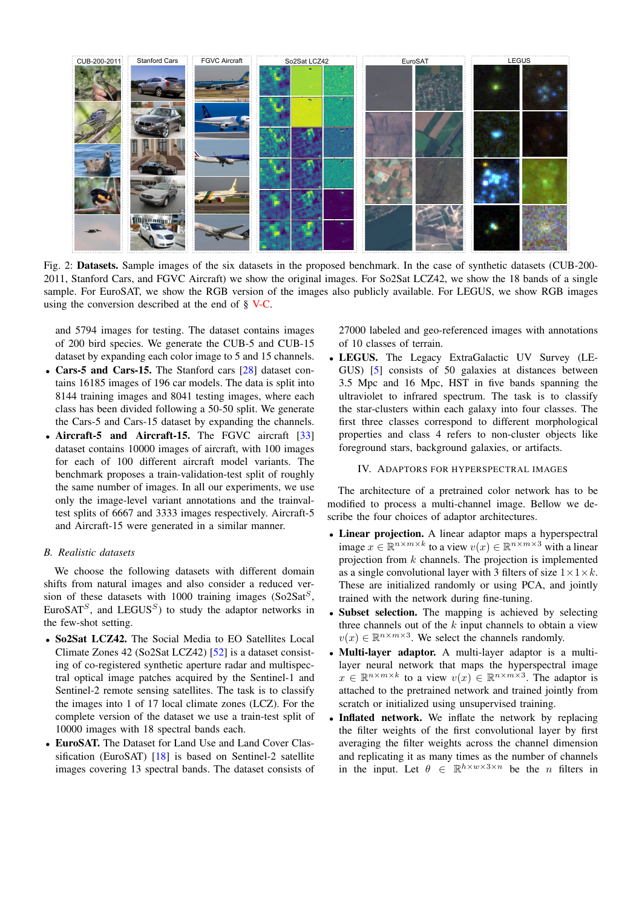Fig. 2: **Datasets.** Sample images of the six datasets in the proposed benchmark. In the case of synthetic datasets (CUB-200-2011, Stanford Cars, and FGVC Aircraft) we show the original images. For So2Sat LCZ42, we show the 18 bands of a single sample. For EuroSAT, we show the RGB version of the images also publicly available. For LEGUS, we show RGB images using the conversion described at the end of § V-C.

and 5794 images for testing. The dataset contains images of 200 bird species. We generate the CUB-5 and CUB-15 dataset by expanding each color image to 5 and 15 channels.

- **Cars-5 and Cars-15.** The Stanford cars [28] dataset contains 16185 images of 196 car models. The data is split into 8144 training images and 8041 testing images, where each class has been divided following a 50-50 split. We generate the Cars-5 and Cars-15 dataset by expanding the channels.
- **Aircraft-5 and Aircraft-15.** The FGVC aircraft [33] dataset contains 10000 images of aircraft, with 100 images for each of 100 different aircraft model variants. The benchmark proposes a train-validation-test split of roughly the same number of images. In all our experiments, we use only the image-level variant annotations and the trainval-test splits of 6667 and 3333 images respectively. Aircraft-5 and Aircraft-15 were generated in a similar manner.

### B. Realistic datasets

We choose the following datasets with different domain shifts from natural images and also consider a reduced version of these datasets with 1000 training images (So2Sat$^S$, EuroSAT$^S$, and LEGUS$^S$) to study the adaptor networks in the few-shot setting.

- **So2Sat LCZ42.** The Social Media to EO Satellites Local Climate Zones 42 (So2Sat LCZ42) [52] is a dataset consisting of co-registered synthetic aperture radar and multispectral optical image patches acquired by the Sentinel-1 and Sentinel-2 remote sensing satellites. The task is to classify the images into 1 of 17 local climate zones (LCZ). For the complete version of the dataset we use a train-test split of 10000 images with 18 spectral bands each.
- **EuroSAT.** The Dataset for Land Use and Land Cover Classification (EuroSAT) [18] is based on Sentinel-2 satellite images covering 13 spectral bands. The dataset consists of 27000 labeled and geo-referenced images with annotations of 10 classes of terrain.
- **LEGUS.** The Legacy ExtraGalactic UV Survey (LEGUS) [5] consists of 50 galaxies at distances between 3.5 Mpc and 16 Mpc, HST in five bands spanning the ultraviolet to infrared spectrum. The task is to classify the star-clusters within each galaxy into four classes. The first three classes correspond to different morphological properties and class 4 refers to non-cluster objects like foreground stars, background galaxies, or artifacts.

## IV. Adaptors for Hyperspectral Images

The architecture of a pretrained color network has to be modified to process a multi-channel image. Bellow we describe the four choices of adaptor architectures.

- **Linear projection.** A linear adaptor maps a hyperspectral image $x \in \mathbb{R}^{n \times m \times k}$ to a view $v(x) \in \mathbb{R}^{n \times m \times 3}$ with a linear projection from $k$ channels. The projection is implemented as a single convolutional layer with 3 filters of size $1 \times 1 \times k$. These are initialized randomly or using PCA, and jointly trained with the network during fine-tuning.
- **Subset selection.** The mapping is achieved by selecting three channels out of the $k$ input channels to obtain a view $v(x) \in \mathbb{R}^{n \times m \times 3}$. We select the channels randomly.
- **Multi-layer adaptor.** A multi-layer adaptor is a multi-layer neural network that maps the hyperspectral image $x \in \mathbb{R}^{n \times m \times k}$ to a view $v(x) \in \mathbb{R}^{n \times m \times 3}$. The adaptor is attached to the pretrained network and trained jointly from scratch or initialized using unsupervised training.
- **Inflated network.** We inflate the network by replacing the filter weights of the first convolutional layer by first averaging the filter weights across the channel dimension and replicating it as many times as the number of channels in the input. Let $\theta \in \mathbb{R}^{h \times w \times 3 \times n}$ be the $n$ filters in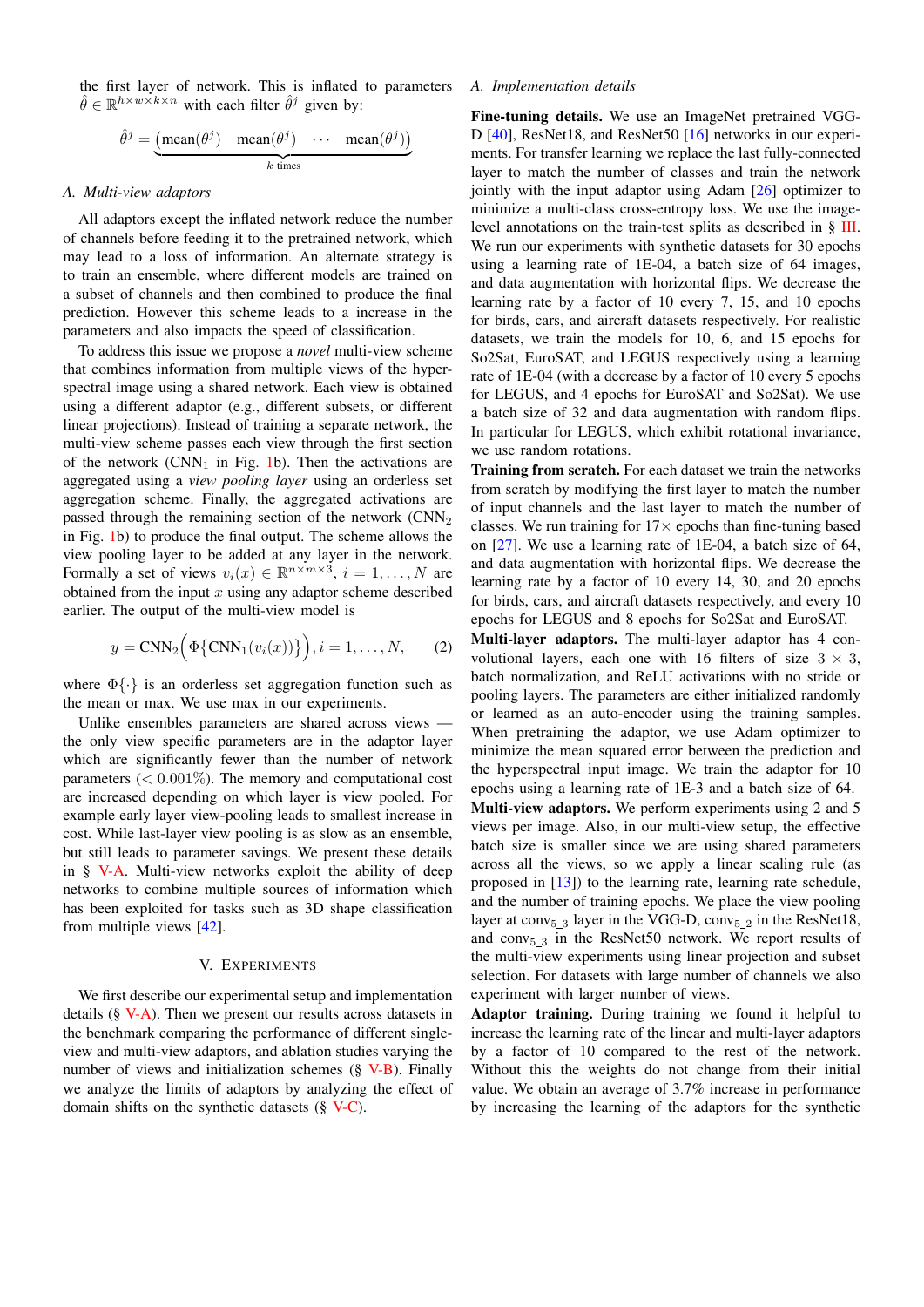the first layer of network. This is inflated to parameters $\hat{\theta} \in \mathbb{R}^{h \times w \times k \times n}$ with each filter $\hat{\theta}^j$ given by:

$$\hat{\theta}^j = \underbrace{\begin{pmatrix} \text{mean}(\theta^j) & \text{mean}(\theta^j) & \cdots & \text{mean}(\theta^j) \end{pmatrix}}_{k \text{ times}}$$

### A. Multi-view adaptors

All adaptors except the inflated network reduce the number of channels before feeding it to the pretrained network, which may lead to a loss of information. An alternate strategy is to train an ensemble, where different models are trained on a subset of channels and then combined to produce the final prediction. However this scheme leads to a increase in the parameters and also impacts the speed of classification.

To address this issue we propose a *novel* multi-view scheme that combines information from multiple views of the hyperspectral image using a shared network. Each view is obtained using a different adaptor (e.g., different subsets, or different linear projections). Instead of training a separate network, the multi-view scheme passes each view through the first section of the network ($\text{CNN}_1$ in Fig. 1b). Then the activations are aggregated using a *view pooling layer* using an orderless set aggregation scheme. Finally, the aggregated activations are passed through the remaining section of the network ($\text{CNN}_2$ in Fig. 1b) to produce the final output. The scheme allows the view pooling layer to be added at any layer in the network. Formally a set of views $v_i(x) \in \mathbb{R}^{n \times m \times 3}$, $i = 1, \ldots, N$ are obtained from the input $x$ using any adaptor scheme described earlier. The output of the multi-view model is

$$y = \text{CNN}_2\Big(\Phi\big\{\text{CNN}_1(v_i(x))\big\}\Big), i = 1, \ldots, N, \tag{2}$$

where $\Phi\{\cdot\}$ is an orderless set aggregation function such as the mean or max. We use max in our experiments.

Unlike ensembles parameters are shared across views — the only view specific parameters are in the adaptor layer which are significantly fewer than the number of network parameters ($< 0.001\%$). The memory and computational cost are increased depending on which layer is view pooled. For example early layer view-pooling leads to smallest increase in cost. While last-layer view pooling is as slow as an ensemble, but still leads to parameter savings. We present these details in § V-A. Multi-view networks exploit the ability of deep networks to combine multiple sources of information which has been exploited for tasks such as 3D shape classification from multiple views [42].

## V. Experiments

We first describe our experimental setup and implementation details (§ V-A). Then we present our results across datasets in the benchmark comparing the performance of different single-view and multi-view adaptors, and ablation studies varying the number of views and initialization schemes (§ V-B). Finally we analyze the limits of adaptors by analyzing the effect of domain shifts on the synthetic datasets (§ V-C).

### A. Implementation details

**Fine-tuning details.** We use an ImageNet pretrained VGG-D [40], ResNet18, and ResNet50 [16] networks in our experiments. For transfer learning we replace the last fully-connected layer to match the number of classes and train the network jointly with the input adaptor using Adam [26] optimizer to minimize a multi-class cross-entropy loss. We use the image-level annotations on the train-test splits as described in § III. We run our experiments with synthetic datasets for 30 epochs using a learning rate of 1E-04, a batch size of 64 images, and data augmentation with horizontal flips. We decrease the learning rate by a factor of 10 every 7, 15, and 10 epochs for birds, cars, and aircraft datasets respectively. For realistic datasets, we train the models for 10, 6, and 15 epochs for So2Sat, EuroSAT, and LEGUS respectively using a learning rate of 1E-04 (with a decrease by a factor of 10 every 5 epochs for LEGUS, and 4 epochs for EuroSAT and So2Sat). We use a batch size of 32 and data augmentation with random flips. In particular for LEGUS, which exhibit rotational invariance, we use random rotations.

**Training from scratch.** For each dataset we train the networks from scratch by modifying the first layer to match the number of input channels and the last layer to match the number of classes. We run training for 17× epochs than fine-tuning based on [27]. We use a learning rate of 1E-04, a batch size of 64, and data augmentation with horizontal flips. We decrease the learning rate by a factor of 10 every 14, 30, and 20 epochs for birds, cars, and aircraft datasets respectively, and every 10 epochs for LEGUS and 8 epochs for So2Sat and EuroSAT.

**Multi-layer adaptors.** The multi-layer adaptor has 4 convolutional layers, each one with 16 filters of size 3 × 3, batch normalization, and ReLU activations with no stride or pooling layers. The parameters are either initialized randomly or learned as an auto-encoder using the training samples. When pretraining the adaptor, we use Adam optimizer to minimize the mean squared error between the prediction and the hyperspectral input image. We train the adaptor for 10 epochs using a learning rate of 1E-3 and a batch size of 64.

**Multi-view adaptors.** We perform experiments using 2 and 5 views per image. Also, in our multi-view setup, the effective batch size is smaller since we are using shared parameters across all the views, so we apply a linear scaling rule (as proposed in [13]) to the learning rate, learning rate schedule, and the number of training epochs. We place the view pooling layer at $\text{conv}_{5\_3}$ layer in the VGG-D, $\text{conv}_{5\_2}$ in the ResNet18, and $\text{conv}_{5\_3}$ in the ResNet50 network. We report results of the multi-view experiments using linear projection and subset selection. For datasets with large number of channels we also experiment with larger number of views.

**Adaptor training.** During training we found it helpful to increase the learning rate of the linear and multi-layer adaptors by a factor of 10 compared to the rest of the network. Without this the weights do not change from their initial value. We obtain an average of 3.7% increase in performance by increasing the learning of the adaptors for the synthetic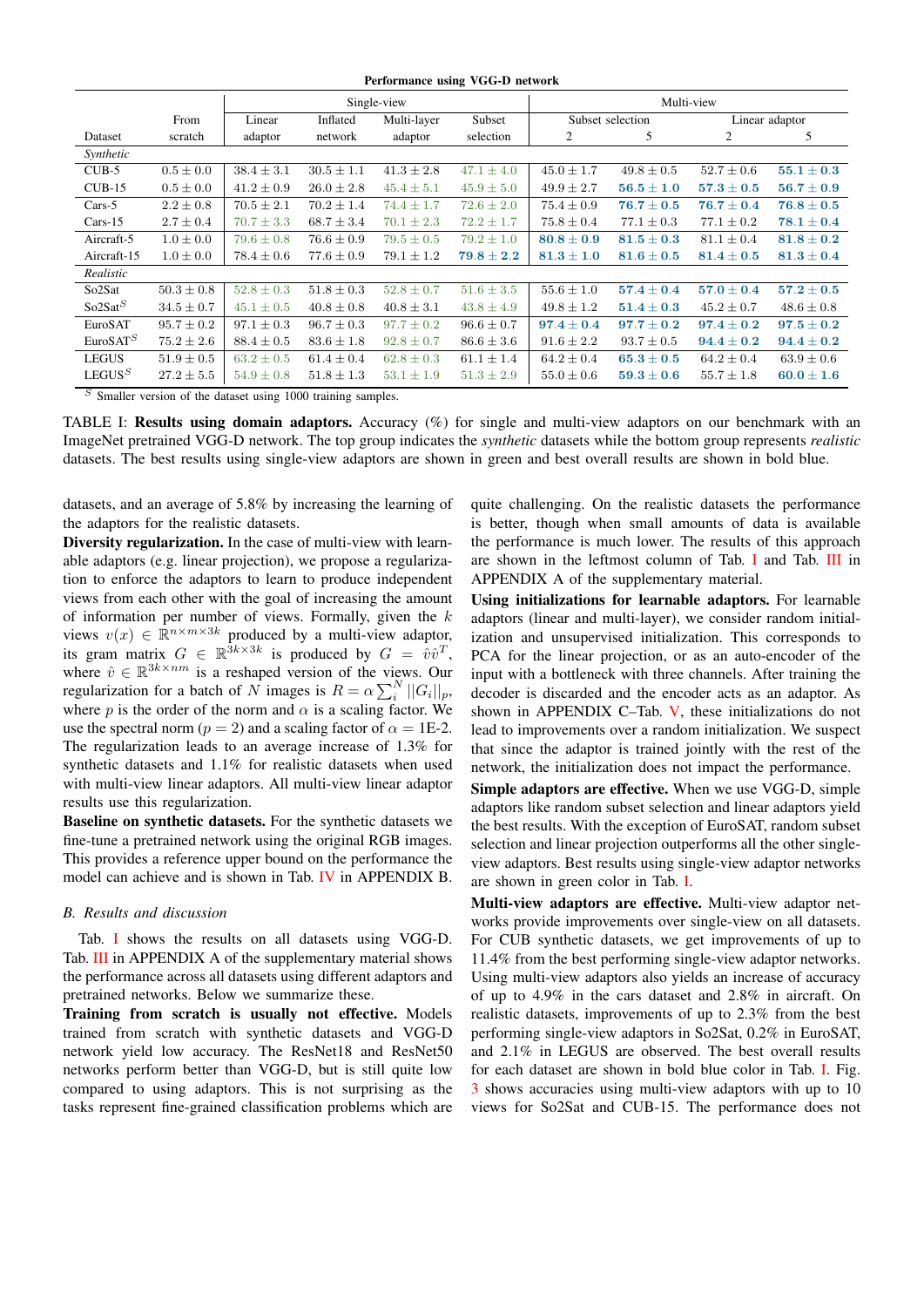**Performance using VGG-D network**

| Dataset | From scratch | Single-view: Linear adaptor | Single-view: Inflated network | Single-view: Multi-layer adaptor | Single-view: Subset selection | Multi-view: Subset selection 2 | Multi-view: Subset selection 5 | Multi-view: Linear adaptor 2 | Multi-view: Linear adaptor 5 |
|---|---|---|---|---|---|---|---|---|---|
| *Synthetic* | | | | | | | | | |
| CUB-5 | $0.5 \pm 0.0$ | $38.4 \pm 3.1$ | $30.5 \pm 1.1$ | $41.3 \pm 2.8$ | $47.1 \pm 4.0$ | $45.0 \pm 1.7$ | $49.8 \pm 0.5$ | $52.7 \pm 0.6$ | $\mathbf{55.1 \pm 0.3}$ |
| CUB-15 | $0.5 \pm 0.0$ | $41.2 \pm 0.9$ | $26.0 \pm 2.8$ | $45.4 \pm 5.1$ | $45.9 \pm 5.0$ | $49.9 \pm 2.7$ | $\mathbf{56.5 \pm 1.0}$ | $\mathbf{57.3 \pm 0.5}$ | $\mathbf{56.7 \pm 0.9}$ |
| Cars-5 | $2.2 \pm 0.8$ | $70.5 \pm 2.1$ | $70.2 \pm 1.4$ | $74.4 \pm 1.7$ | $72.6 \pm 2.0$ | $75.4 \pm 0.9$ | $\mathbf{76.7 \pm 0.5}$ | $\mathbf{76.7 \pm 0.4}$ | $\mathbf{76.8 \pm 0.5}$ |
| Cars-15 | $2.7 \pm 0.4$ | $70.7 \pm 3.3$ | $68.7 \pm 3.4$ | $70.1 \pm 2.3$ | $72.2 \pm 1.7$ | $75.8 \pm 0.4$ | $77.1 \pm 0.3$ | $77.1 \pm 0.2$ | $\mathbf{78.1 \pm 0.4}$ |
| Aircraft-5 | $1.0 \pm 0.0$ | $79.6 \pm 0.8$ | $76.6 \pm 0.9$ | $79.5 \pm 0.5$ | $79.2 \pm 1.0$ | $\mathbf{80.8 \pm 0.9}$ | $\mathbf{81.5 \pm 0.3}$ | $81.1 \pm 0.4$ | $\mathbf{81.8 \pm 0.2}$ |
| Aircraft-15 | $1.0 \pm 0.0$ | $78.4 \pm 0.6$ | $77.6 \pm 0.9$ | $79.1 \pm 1.2$ | $\mathbf{79.8 \pm 2.2}$ | $\mathbf{81.3 \pm 1.0}$ | $\mathbf{81.6 \pm 0.5}$ | $\mathbf{81.4 \pm 0.5}$ | $\mathbf{81.3 \pm 0.4}$ |
| *Realistic* | | | | | | | | | |
| So2Sat | $50.3 \pm 0.8$ | $52.8 \pm 0.3$ | $51.8 \pm 0.3$ | $52.8 \pm 0.7$ | $51.6 \pm 3.5$ | $55.6 \pm 1.0$ | $\mathbf{57.4 \pm 0.4}$ | $\mathbf{57.0 \pm 0.4}$ | $\mathbf{57.2 \pm 0.5}$ |
| So2Sat$^S$ | $34.5 \pm 0.7$ | $45.1 \pm 0.5$ | $40.8 \pm 0.8$ | $40.8 \pm 3.1$ | $43.8 \pm 4.9$ | $49.8 \pm 1.2$ | $\mathbf{51.4 \pm 0.3}$ | $45.2 \pm 0.7$ | $48.6 \pm 0.8$ |
| EuroSAT | $95.7 \pm 0.2$ | $97.1 \pm 0.3$ | $96.7 \pm 0.3$ | $97.7 \pm 0.2$ | $96.6 \pm 0.7$ | $\mathbf{97.4 \pm 0.4}$ | $\mathbf{97.7 \pm 0.2}$ | $\mathbf{97.4 \pm 0.2}$ | $\mathbf{97.5 \pm 0.2}$ |
| EuroSAT$^S$ | $75.2 \pm 2.6$ | $88.4 \pm 0.5$ | $83.6 \pm 1.8$ | $92.8 \pm 0.7$ | $86.6 \pm 3.6$ | $91.6 \pm 2.2$ | $93.7 \pm 0.5$ | $\mathbf{94.4 \pm 0.2}$ | $\mathbf{94.4 \pm 0.2}$ |
| LEGUS | $51.9 \pm 0.5$ | $63.2 \pm 0.5$ | $61.4 \pm 0.4$ | $62.8 \pm 0.3$ | $61.1 \pm 1.4$ | $64.2 \pm 0.4$ | $\mathbf{65.3 \pm 0.5}$ | $64.2 \pm 0.4$ | $63.9 \pm 0.6$ |
| LEGUS$^S$ | $27.2 \pm 5.5$ | $54.9 \pm 0.8$ | $51.8 \pm 1.3$ | $53.1 \pm 1.9$ | $51.3 \pm 2.9$ | $55.0 \pm 0.6$ | $\mathbf{59.3 \pm 0.6}$ | $55.7 \pm 1.8$ | $\mathbf{60.0 \pm 1.6}$ |

$^S$ Smaller version of the dataset using 1000 training samples.

TABLE I: **Results using domain adaptors.** Accuracy (%) for single and multi-view adaptors on our benchmark with an ImageNet pretrained VGG-D network. The top group indicates the *synthetic* datasets while the bottom group represents *realistic* datasets. The best results using single-view adaptors are shown in green and best overall results are shown in bold blue.

datasets, and an average of 5.8% by increasing the learning of the adaptors for the realistic datasets.

**Diversity regularization.** In the case of multi-view with learnable adaptors (e.g. linear projection), we propose a regularization to enforce the adaptors to learn to produce independent views from each other with the goal of increasing the amount of information per number of views. Formally, given the $k$ views $v(x) \in \mathbb{R}^{n \times m \times 3k}$ produced by a multi-view adaptor, its gram matrix $G \in \mathbb{R}^{3k \times 3k}$ is produced by $G = \hat{v}\hat{v}^T$, where $\hat{v} \in \mathbb{R}^{3k \times nm}$ is a reshaped version of the views. Our regularization for a batch of $N$ images is $R = \alpha \sum_i^N ||G_i||_p$, where $p$ is the order of the norm and $\alpha$ is a scaling factor. We use the spectral norm ($p = 2$) and a scaling factor of $\alpha =$ 1E-2. The regularization leads to an average increase of 1.3% for synthetic datasets and 1.1% for realistic datasets when used with multi-view linear adaptors. All multi-view linear adaptor results use this regularization.

**Baseline on synthetic datasets.** For the synthetic datasets we fine-tune a pretrained network using the original RGB images. This provides a reference upper bound on the performance the model can achieve and is shown in Tab. IV in APPENDIX B.

### B. Results and discussion

Tab. I shows the results on all datasets using VGG-D. Tab. III in APPENDIX A of the supplementary material shows the performance across all datasets using different adaptors and pretrained networks. Below we summarize these.

**Training from scratch is usually not effective.** Models trained from scratch with synthetic datasets and VGG-D network yield low accuracy. The ResNet18 and ResNet50 networks perform better than VGG-D, but is still quite low compared to using adaptors. This is not surprising as the tasks represent fine-grained classification problems which are quite challenging. On the realistic datasets the performance is better, though when small amounts of data is available the performance is much lower. The results of this approach are shown in the leftmost column of Tab. I and Tab. III in APPENDIX A of the supplementary material.

**Using initializations for learnable adaptors.** For learnable adaptors (linear and multi-layer), we consider random initialization and unsupervised initialization. This corresponds to PCA for the linear projection, or as an auto-encoder of the input with a bottleneck with three channels. After training the decoder is discarded and the encoder acts as an adaptor. As shown in APPENDIX C–Tab. V, these initializations do not lead to improvements over a random initialization. We suspect that since the adaptor is trained jointly with the rest of the network, the initialization does not impact the performance.

**Simple adaptors are effective.** When we use VGG-D, simple adaptors like random subset selection and linear adaptors yield the best results. With the exception of EuroSAT, random subset selection and linear projection outperforms all the other single-view adaptors. Best results using single-view adaptor networks are shown in green color in Tab. I.

**Multi-view adaptors are effective.** Multi-view adaptor networks provide improvements over single-view on all datasets. For CUB synthetic datasets, we get improvements of up to 11.4% from the best performing single-view adaptor networks. Using multi-view adaptors also yields an increase of accuracy of up to 4.9% in the cars dataset and 2.8% in aircraft. On realistic datasets, improvements of up to 2.3% from the best performing single-view adaptors in So2Sat, 0.2% in EuroSAT, and 2.1% in LEGUS are observed. The best overall results for each dataset are shown in bold blue color in Tab. I. Fig. 3 shows accuracies using multi-view adaptors with up to 10 views for So2Sat and CUB-15. The performance does not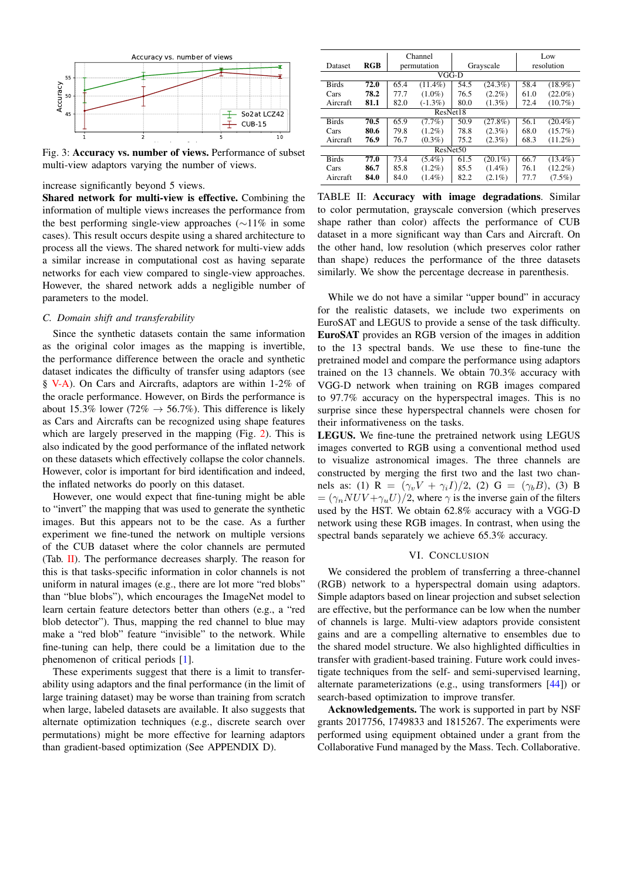Fig. 3: **Accuracy vs. number of views.** Performance of subset multi-view adaptors varying the number of views.

increase significantly beyond 5 views.

**Shared network for multi-view is effective.** Combining the information of multiple views increases the performance from the best performing single-view approaches (∼11% in some cases). This result occurs despite using a shared architecture to process all the views. The shared network for multi-view adds a similar increase in computational cost as having separate networks for each view compared to single-view approaches. However, the shared network adds a negligible number of parameters to the model.

### C. Domain shift and transferability

Since the synthetic datasets contain the same information as the original color images as the mapping is invertible, the performance difference between the oracle and synthetic dataset indicates the difficulty of transfer using adaptors (see § V-A). On Cars and Aircrafts, adaptors are within 1-2% of the oracle performance. However, on Birds the performance is about 15.3% lower (72% → 56.7%). This difference is likely as Cars and Aircrafts can be recognized using shape features which are largely preserved in the mapping (Fig. 2). This is also indicated by the good performance of the inflated network on these datasets which effectively collapse the color channels. However, color is important for bird identification and indeed, the inflated networks do poorly on this dataset.

However, one would expect that fine-tuning might be able to "invert" the mapping that was used to generate the synthetic images. But this appears not to be the case. As a further experiment we fine-tuned the network on multiple versions of the CUB dataset where the color channels are permuted (Tab. II). The performance decreases sharply. The reason for this is that tasks-specific information in color channels is not uniform in natural images (e.g., there are lot more "red blobs" than "blue blobs"), which encourages the ImageNet model to learn certain feature detectors better than others (e.g., a "red blob detector"). Thus, mapping the red channel to blue may make a "red blob" feature "invisible" to the network. While fine-tuning can help, there could be a limitation due to the phenomenon of critical periods [1].

These experiments suggest that there is a limit to transferability using adaptors and the final performance (in the limit of large training dataset) may be worse than training from scratch when large, labeled datasets are available. It also suggests that alternate optimization techniques (e.g., discrete search over permutations) might be more effective for learning adaptors than gradient-based optimization (See APPENDIX D).

| Dataset | RGB | Channel permutation | | Grayscale | | Low resolution | |
|---|---|---|---|---|---|---|---|
| **VGG-D** | | | | | | | |
| Birds | **72.0** | 65.4 | (11.4%) | 54.5 | (24.3%) | 58.4 | (18.9%) |
| Cars | **78.2** | 77.7 | (1.0%) | 76.5 | (2.2%) | 61.0 | (22.0%) |
| Aircraft | **81.1** | 82.0 | (-1.3%) | 80.0 | (1.3%) | 72.4 | (10.7%) |
| **ResNet18** | | | | | | | |
| Birds | **70.5** | 65.9 | (7.7%) | 50.9 | (27.8%) | 56.1 | (20.4%) |
| Cars | **80.6** | 79.8 | (1.2%) | 78.8 | (2.3%) | 68.0 | (15.7%) |
| Aircraft | **76.9** | 76.7 | (0.3%) | 75.2 | (2.3%) | 68.3 | (11.2%) |
| **ResNet50** | | | | | | | |
| Birds | **77.0** | 73.4 | (5.4%) | 61.5 | (20.1%) | 66.7 | (13.4%) |
| Cars | **86.7** | 85.8 | (1.2%) | 85.5 | (1.4%) | 76.1 | (12.2%) |
| Aircraft | **84.0** | 84.0 | (1.4%) | 82.2 | (2.1%) | 77.7 | (7.5%) |

TABLE II: **Accuracy with image degradations**. Similar to color permutation, grayscale conversion (which preserves shape rather than color) affects the performance of CUB dataset in a more significant way than Cars and Aircraft. On the other hand, low resolution (which preserves color rather than shape) reduces the performance of the three datasets similarly. We show the percentage decrease in parenthesis.

While we do not have a similar "upper bound" in accuracy for the realistic datasets, we include two experiments on EuroSAT and LEGUS to provide a sense of the task difficulty. **EuroSAT** provides an RGB version of the images in addition to the 13 spectral bands. We use these to fine-tune the pretrained model and compare the performance using adaptors trained on the 13 channels. We obtain 70.3% accuracy with VGG-D network when training on RGB images compared to 97.7% accuracy on the hyperspectral images. This is no surprise since these hyperspectral channels were chosen for their informativeness on the tasks.

**LEGUS.** We fine-tune the pretrained network using LEGUS images converted to RGB using a conventional method used to visualize astronomical images. The three channels are constructed by merging the first two and the last two channels as: (1) R $= (\gamma_v V + \gamma_i I)/2$, (2) G $= (\gamma_b B)$, (3) B $= (\gamma_n NUV + \gamma_u U)/2$, where $\gamma$ is the inverse gain of the filters used by the HST. We obtain 62.8% accuracy with a VGG-D network using these RGB images. In contrast, when using the spectral bands separately we achieve 65.3% accuracy.

## VI. Conclusion

We considered the problem of transferring a three-channel (RGB) network to a hyperspectral domain using adaptors. Simple adaptors based on linear projection and subset selection are effective, but the performance can be low when the number of channels is large. Multi-view adaptors provide consistent gains and are a compelling alternative to ensembles due to the shared model structure. We also highlighted difficulties in transfer with gradient-based training. Future work could investigate techniques from the self- and semi-supervised learning, alternate parameterizations (e.g., using transformers [44]) or search-based optimization to improve transfer.

**Acknowledgements.** The work is supported in part by NSF grants 2017756, 1749833 and 1815267. The experiments were performed using equipment obtained under a grant from the Collaborative Fund managed by the Mass. Tech. Collaborative.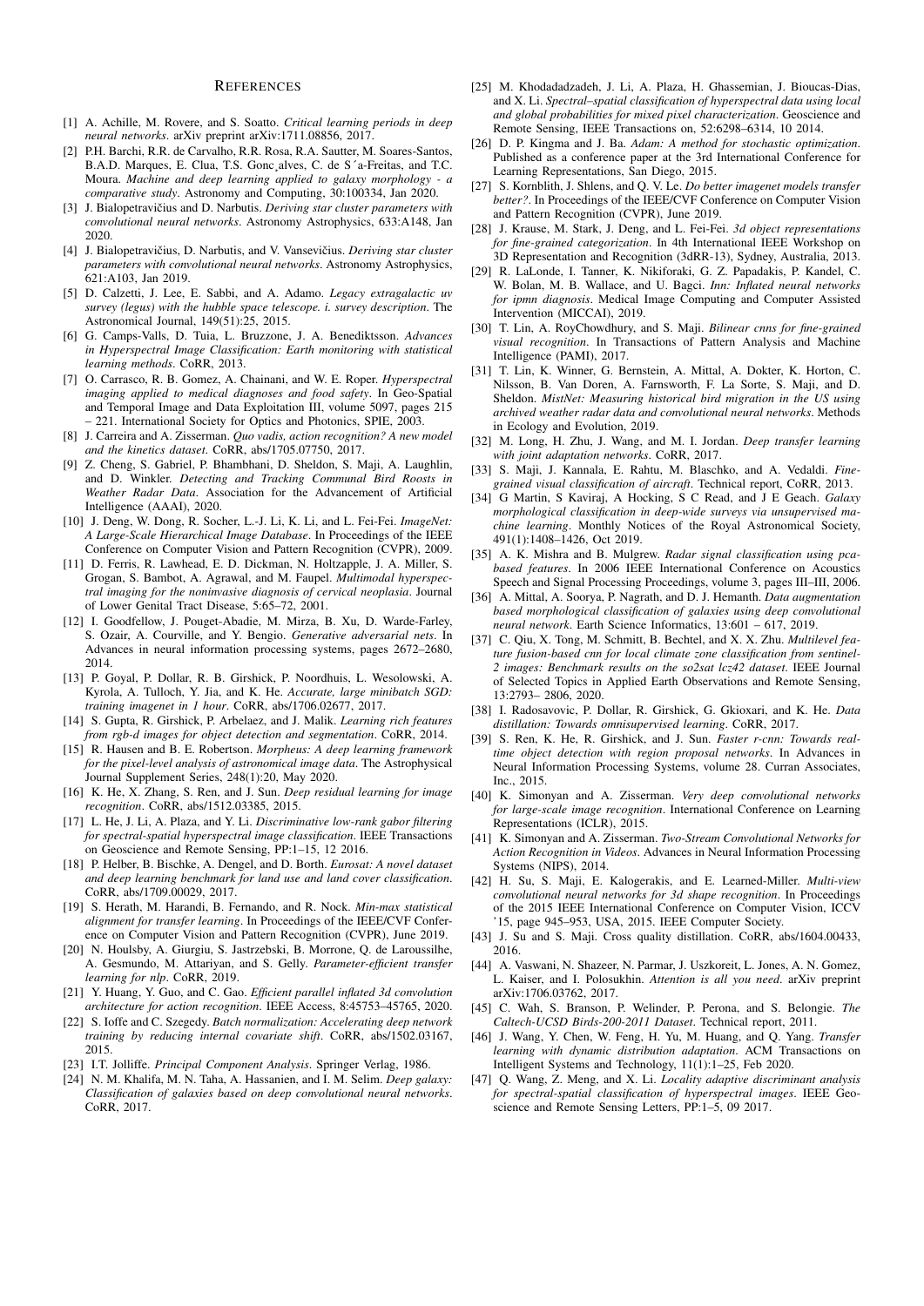# REFERENCES

[1] A. Achille, M. Rovere, and S. Soatto. *Critical learning periods in deep neural networks*. arXiv preprint arXiv:1711.08856, 2017.

[2] P.H. Barchi, R.R. de Carvalho, R.R. Rosa, R.A. Sautter, M. Soares-Santos, B.A.D. Marques, E. Clua, T.S. Gonc¸alves, C. de S´a-Freitas, and T.C. Moura. *Machine and deep learning applied to galaxy morphology - a comparative study*. Astronomy and Computing, 30:100334, Jan 2020.

[3] J. Bialopetravičius and D. Narbutis. *Deriving star cluster parameters with convolutional neural networks*. Astronomy Astrophysics, 633:A148, Jan 2020.

[4] J. Bialopetravičius, D. Narbutis, and V. Vansevičius. *Deriving star cluster parameters with convolutional neural networks*. Astronomy Astrophysics, 621:A103, Jan 2019.

[5] D. Calzetti, J. Lee, E. Sabbi, and A. Adamo. *Legacy extragalactic uv survey (legus) with the hubble space telescope. i. survey description*. The Astronomical Journal, 149(51):25, 2015.

[6] G. Camps-Valls, D. Tuia, L. Bruzzone, J. A. Benediktsson. *Advances in Hyperspectral Image Classification: Earth monitoring with statistical learning methods*. CoRR, 2013.

[7] O. Carrasco, R. B. Gomez, A. Chainani, and W. E. Roper. *Hyperspectral imaging applied to medical diagnoses and food safety*. In Geo-Spatial and Temporal Image and Data Exploitation III, volume 5097, pages 215 – 221. International Society for Optics and Photonics, SPIE, 2003.

[8] J. Carreira and A. Zisserman. *Quo vadis, action recognition? A new model and the kinetics dataset*. CoRR, abs/1705.07750, 2017.

[9] Z. Cheng, S. Gabriel, P. Bhambhani, D. Sheldon, S. Maji, A. Laughlin, and D. Winkler. *Detecting and Tracking Communal Bird Roosts in Weather Radar Data*. Association for the Advancement of Artificial Intelligence (AAAI), 2020.

[10] J. Deng, W. Dong, R. Socher, L.-J. Li, K. Li, and L. Fei-Fei. *ImageNet: A Large-Scale Hierarchical Image Database*. In Proceedings of the IEEE Conference on Computer Vision and Pattern Recognition (CVPR), 2009.

[11] D. Ferris, R. Lawhead, E. D. Dickman, N. Holtzapple, J. A. Miller, S. Grogan, S. Bambot, A. Agrawal, and M. Faupel. *Multimodal hyperspectral imaging for the noninvasive diagnosis of cervical neoplasia*. Journal of Lower Genital Tract Disease, 5:65–72, 2001.

[12] I. Goodfellow, J. Pouget-Abadie, M. Mirza, B. Xu, D. Warde-Farley, S. Ozair, A. Courville, and Y. Bengio. *Generative adversarial nets*. In Advances in neural information processing systems, pages 2672–2680, 2014.

[13] P. Goyal, P. Dollar, R. B. Girshick, P. Noordhuis, L. Wesolowski, A. Kyrola, A. Tulloch, Y. Jia, and K. He. *Accurate, large minibatch SGD: training imagenet in 1 hour*. CoRR, abs/1706.02677, 2017.

[14] S. Gupta, R. Girshick, P. Arbelaez, and J. Malik. *Learning rich features from rgb-d images for object detection and segmentation*. CoRR, 2014.

[15] R. Hausen and B. E. Robertson. *Morpheus: A deep learning framework for the pixel-level analysis of astronomical image data*. The Astrophysical Journal Supplement Series, 248(1):20, May 2020.

[16] K. He, X. Zhang, S. Ren, and J. Sun. *Deep residual learning for image recognition*. CoRR, abs/1512.03385, 2015.

[17] L. He, J. Li, A. Plaza, and Y. Li. *Discriminative low-rank gabor filtering for spectral-spatial hyperspectral image classification*. IEEE Transactions on Geoscience and Remote Sensing, PP:1–15, 12 2016.

[18] P. Helber, B. Bischke, A. Dengel, and D. Borth. *Eurosat: A novel dataset and deep learning benchmark for land use and land cover classification*. CoRR, abs/1709.00029, 2017.

[19] S. Herath, M. Harandi, B. Fernando, and R. Nock. *Min-max statistical alignment for transfer learning*. In Proceedings of the IEEE/CVF Conference on Computer Vision and Pattern Recognition (CVPR), June 2019.

[20] N. Houlsby, A. Giurgiu, S. Jastrzebski, B. Morrone, Q. de Laroussilhe, A. Gesmundo, M. Attariyan, and S. Gelly. *Parameter-efficient transfer learning for nlp*. CoRR, 2019.

[21] Y. Huang, Y. Guo, and C. Gao. *Efficient parallel inflated 3d convolution architecture for action recognition*. IEEE Access, 8:45753–45765, 2020.

[22] S. Ioffe and C. Szegedy. *Batch normalization: Accelerating deep network training by reducing internal covariate shift*. CoRR, abs/1502.03167, 2015.

[23] I.T. Jolliffe. *Principal Component Analysis*. Springer Verlag, 1986.

[24] N. M. Khalifa, M. N. Taha, A. Hassanien, and I. M. Selim. *Deep galaxy: Classification of galaxies based on deep convolutional neural networks*. CoRR, 2017.

[25] M. Khodadadzadeh, J. Li, A. Plaza, H. Ghassemian, J. Bioucas-Dias, and X. Li. *Spectral–spatial classification of hyperspectral data using local and global probabilities for mixed pixel characterization*. Geoscience and Remote Sensing, IEEE Transactions on, 52:6298–6314, 10 2014.

[26] D. P. Kingma and J. Ba. *Adam: A method for stochastic optimization*. Published as a conference paper at the 3rd International Conference for Learning Representations, San Diego, 2015.

[27] S. Kornblith, J. Shlens, and Q. V. Le. *Do better imagenet models transfer better?*. In Proceedings of the IEEE/CVF Conference on Computer Vision and Pattern Recognition (CVPR), June 2019.

[28] J. Krause, M. Stark, J. Deng, and L. Fei-Fei. *3d object representations for fine-grained categorization*. In 4th International IEEE Workshop on 3D Representation and Recognition (3dRR-13), Sydney, Australia, 2013.

[29] R. LaLonde, I. Tanner, K. Nikiforaki, G. Z. Papadakis, P. Kandel, C. W. Bolan, M. B. Wallace, and U. Bagci. *Inn: Inflated neural networks for ipmn diagnosis*. Medical Image Computing and Computer Assisted Intervention (MICCAI), 2019.

[30] T. Lin, A. RoyChowdhury, and S. Maji. *Bilinear cnns for fine-grained visual recognition*. In Transactions of Pattern Analysis and Machine Intelligence (PAMI), 2017.

[31] T. Lin, K. Winner, G. Bernstein, A. Mittal, A. Dokter, K. Horton, C. Nilsson, B. Van Doren, A. Farnsworth, F. La Sorte, S. Maji, and D. Sheldon. *MistNet: Measuring historical bird migration in the US using archived weather radar data and convolutional neural networks*. Methods in Ecology and Evolution, 2019.

[32] M. Long, H. Zhu, J. Wang, and M. I. Jordan. *Deep transfer learning with joint adaptation networks*. CoRR, 2017.

[33] S. Maji, J. Kannala, E. Rahtu, M. Blaschko, and A. Vedaldi. *Fine-grained visual classification of aircraft*. Technical report, CoRR, 2013.

[34] G Martin, S Kaviraj, A Hocking, S C Read, and J E Geach. *Galaxy morphological classification in deep-wide surveys via unsupervised machine learning*. Monthly Notices of the Royal Astronomical Society, 491(1):1408–1426, Oct 2019.

[35] A. K. Mishra and B. Mulgrew. *Radar signal classification using pca-based features*. In 2006 IEEE International Conference on Acoustics Speech and Signal Processing Proceedings, volume 3, pages III–III, 2006.

[36] A. Mittal, A. Soorya, P. Nagrath, and D. J. Hemanth. *Data augmentation based morphological classification of galaxies using deep convolutional neural network*. Earth Science Informatics, 13:601 – 617, 2019.

[37] C. Qiu, X. Tong, M. Schmitt, B. Bechtel, and X. X. Zhu. *Multilevel feature fusion-based cnn for local climate zone classification from sentinel-2 images: Benchmark results on the so2sat lcz42 dataset*. IEEE Journal of Selected Topics in Applied Earth Observations and Remote Sensing, 13:2793– 2806, 2020.

[38] I. Radosavovic, P. Dollar, R. Girshick, G. Gkioxari, and K. He. *Data distillation: Towards omnisupervised learning*. CoRR, 2017.

[39] S. Ren, K. He, R. Girshick, and J. Sun. *Faster r-cnn: Towards real-time object detection with region proposal networks*. In Advances in Neural Information Processing Systems, volume 28. Curran Associates, Inc., 2015.

[40] K. Simonyan and A. Zisserman. *Very deep convolutional networks for large-scale image recognition*. International Conference on Learning Representations (ICLR), 2015.

[41] K. Simonyan and A. Zisserman. *Two-Stream Convolutional Networks for Action Recognition in Videos*. Advances in Neural Information Processing Systems (NIPS), 2014.

[42] H. Su, S. Maji, E. Kalogerakis, and E. Learned-Miller. *Multi-view convolutional neural networks for 3d shape recognition*. In Proceedings of the 2015 IEEE International Conference on Computer Vision, ICCV '15, page 945–953, USA, 2015. IEEE Computer Society.

[43] J. Su and S. Maji. Cross quality distillation. CoRR, abs/1604.00433, 2016.

[44] A. Vaswani, N. Shazeer, N. Parmar, J. Uszkoreit, L. Jones, A. N. Gomez, L. Kaiser, and I. Polosukhin. *Attention is all you need*. arXiv preprint arXiv:1706.03762, 2017.

[45] C. Wah, S. Branson, P. Welinder, P. Perona, and S. Belongie. *The Caltech-UCSD Birds-200-2011 Dataset*. Technical report, 2011.

[46] J. Wang, Y. Chen, W. Feng, H. Yu, M. Huang, and Q. Yang. *Transfer learning with dynamic distribution adaptation*. ACM Transactions on Intelligent Systems and Technology, 11(1):1–25, Feb 2020.

[47] Q. Wang, Z. Meng, and X. Li. *Locality adaptive discriminant analysis for spectral-spatial classification of hyperspectral images*. IEEE Geoscience and Remote Sensing Letters, PP:1–5, 09 2017.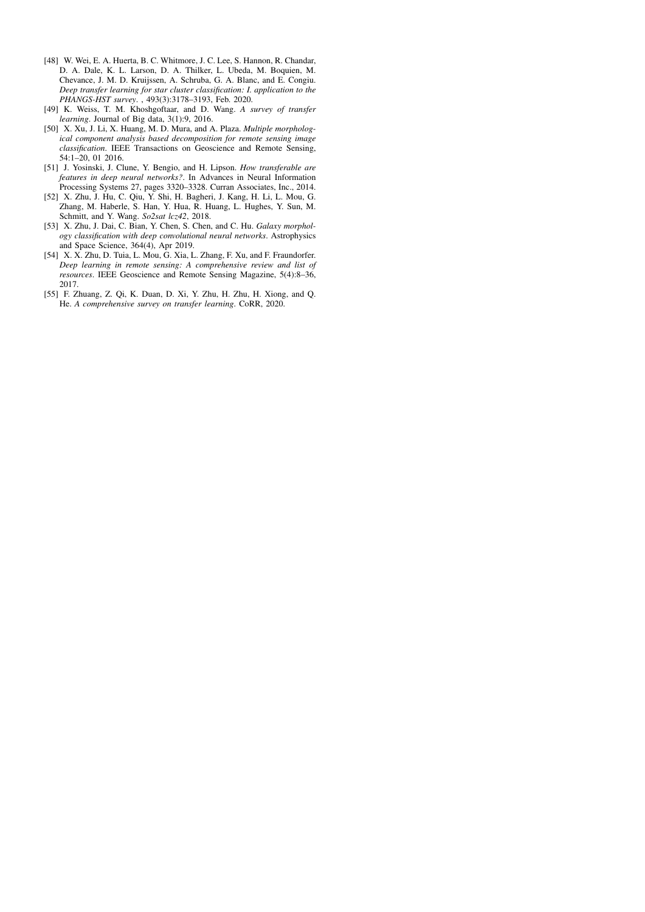[48] W. Wei, E. A. Huerta, B. C. Whitmore, J. C. Lee, S. Hannon, R. Chandar, D. A. Dale, K. L. Larson, D. A. Thilker, L. Ubeda, M. Boquien, M. Chevance, J. M. D. Kruijssen, A. Schruba, G. A. Blanc, and E. Congiu. *Deep transfer learning for star cluster classification: I. application to the PHANGS-HST survey*. , 493(3):3178–3193, Feb. 2020.

[49] K. Weiss, T. M. Khoshgoftaar, and D. Wang. *A survey of transfer learning*. Journal of Big data, 3(1):9, 2016.

[50] X. Xu, J. Li, X. Huang, M. D. Mura, and A. Plaza. *Multiple morphological component analysis based decomposition for remote sensing image classification*. IEEE Transactions on Geoscience and Remote Sensing, 54:1–20, 01 2016.

[51] J. Yosinski, J. Clune, Y. Bengio, and H. Lipson. *How transferable are features in deep neural networks?*. In Advances in Neural Information Processing Systems 27, pages 3320–3328. Curran Associates, Inc., 2014.

[52] X. Zhu, J. Hu, C. Qiu, Y. Shi, H. Bagheri, J. Kang, H. Li, L. Mou, G. Zhang, M. Haberle, S. Han, Y. Hua, R. Huang, L. Hughes, Y. Sun, M. Schmitt, and Y. Wang. *So2sat lcz42*, 2018.

[53] X. Zhu, J. Dai, C. Bian, Y. Chen, S. Chen, and C. Hu. *Galaxy morphology classification with deep convolutional neural networks*. Astrophysics and Space Science, 364(4), Apr 2019.

[54] X. X. Zhu, D. Tuia, L. Mou, G. Xia, L. Zhang, F. Xu, and F. Fraundorfer. *Deep learning in remote sensing: A comprehensive review and list of resources*. IEEE Geoscience and Remote Sensing Magazine, 5(4):8–36, 2017.

[55] F. Zhuang, Z. Qi, K. Duan, D. Xi, Y. Zhu, H. Zhu, H. Xiong, and Q. He. *A comprehensive survey on transfer learning*. CoRR, 2020.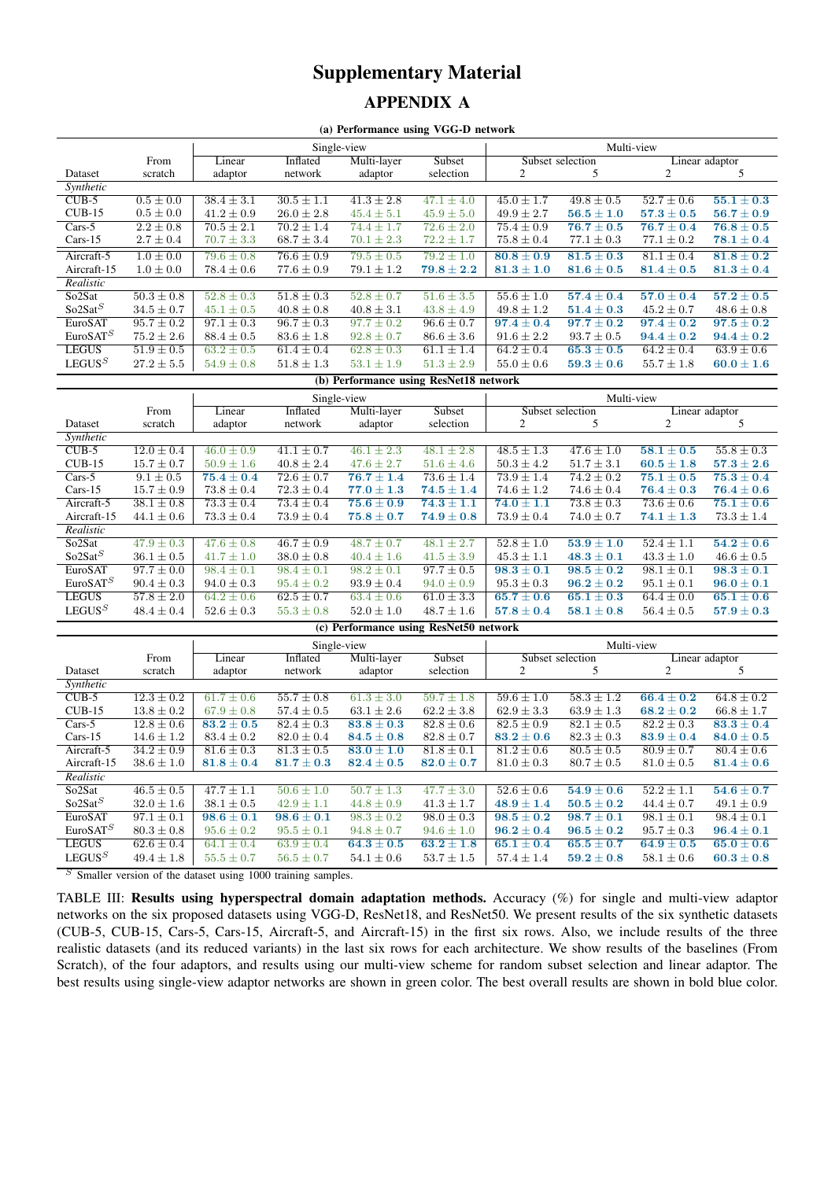# Supplementary Material

## APPENDIX A

**(a) Performance using VGG-D network**

| | | Single-view | | | | Multi-view | | | |
|---|---|---|---|---|---|---|---|---|---|
| | From | Linear | Inflated | Multi-layer | Subset | Subset selection | | Linear adaptor | |
| Dataset | scratch | adaptor | network | adaptor | selection | 2 | 5 | 2 | 5 |
| *Synthetic* | | | | | | | | | |
| CUB-5 | $0.5 \pm 0.0$ | $38.4 \pm 3.1$ | $30.5 \pm 1.1$ | $41.3 \pm 2.8$ | $47.1 \pm 4.0$ | $45.0 \pm 1.7$ | $49.8 \pm 0.5$ | $52.7 \pm 0.6$ | $\mathbf{55.1 \pm 0.3}$ |
| CUB-15 | $0.5 \pm 0.0$ | $41.2 \pm 0.9$ | $26.0 \pm 2.8$ | $45.4 \pm 5.1$ | $45.9 \pm 5.0$ | $49.9 \pm 2.7$ | $\mathbf{56.5 \pm 1.0}$ | $\mathbf{57.3 \pm 0.5}$ | $\mathbf{56.7 \pm 0.9}$ |
| Cars-5 | $2.2 \pm 0.8$ | $70.5 \pm 2.1$ | $70.2 \pm 1.4$ | $74.4 \pm 1.7$ | $72.6 \pm 2.0$ | $75.4 \pm 0.9$ | $\mathbf{76.7 \pm 0.5}$ | $\mathbf{76.7 \pm 0.4}$ | $\mathbf{76.8 \pm 0.5}$ |
| Cars-15 | $2.7 \pm 0.4$ | $70.7 \pm 3.3$ | $68.7 \pm 3.4$ | $70.1 \pm 2.3$ | $72.2 \pm 1.7$ | $75.8 \pm 0.4$ | $77.1 \pm 0.3$ | $77.1 \pm 0.2$ | $\mathbf{78.1 \pm 0.4}$ |
| Aircraft-5 | $1.0 \pm 0.0$ | $79.6 \pm 0.8$ | $76.6 \pm 0.9$ | $79.5 \pm 0.5$ | $79.2 \pm 1.0$ | $\mathbf{80.8 \pm 0.9}$ | $\mathbf{81.5 \pm 0.3}$ | $81.1 \pm 0.4$ | $\mathbf{81.8 \pm 0.2}$ |
| Aircraft-15 | $1.0 \pm 0.0$ | $78.4 \pm 0.6$ | $77.6 \pm 0.9$ | $79.1 \pm 1.2$ | $\mathbf{79.8 \pm 2.2}$ | $\mathbf{81.3 \pm 1.0}$ | $\mathbf{81.6 \pm 0.5}$ | $\mathbf{81.4 \pm 0.5}$ | $\mathbf{81.3 \pm 0.4}$ |
| *Realistic* | | | | | | | | | |
| So2Sat | $50.3 \pm 0.8$ | $52.8 \pm 0.3$ | $51.8 \pm 0.3$ | $52.8 \pm 0.7$ | $51.6 \pm 3.5$ | $55.6 \pm 1.0$ | $\mathbf{57.4 \pm 0.4}$ | $\mathbf{57.0 \pm 0.4}$ | $\mathbf{57.2 \pm 0.5}$ |
| So2Sat$^S$ | $34.5 \pm 0.7$ | $45.1 \pm 0.5$ | $40.8 \pm 0.8$ | $40.8 \pm 3.1$ | $43.8 \pm 4.9$ | $49.8 \pm 1.2$ | $\mathbf{51.4 \pm 0.3}$ | $45.2 \pm 0.7$ | $48.6 \pm 0.8$ |
| EuroSAT | $95.7 \pm 0.2$ | $97.1 \pm 0.3$ | $96.7 \pm 0.3$ | $97.7 \pm 0.2$ | $96.6 \pm 0.7$ | $\mathbf{97.4 \pm 0.4}$ | $\mathbf{97.7 \pm 0.2}$ | $\mathbf{97.4 \pm 0.2}$ | $\mathbf{97.5 \pm 0.2}$ |
| EuroSAT$^S$ | $75.2 \pm 2.6$ | $88.4 \pm 0.5$ | $83.6 \pm 1.8$ | $92.8 \pm 0.7$ | $86.6 \pm 3.6$ | $91.6 \pm 2.2$ | $93.7 \pm 0.5$ | $\mathbf{94.4 \pm 0.2}$ | $\mathbf{94.4 \pm 0.2}$ |
| LEGUS | $51.9 \pm 0.5$ | $63.2 \pm 0.5$ | $61.4 \pm 0.4$ | $62.8 \pm 0.3$ | $61.1 \pm 1.4$ | $64.2 \pm 0.4$ | $\mathbf{65.3 \pm 0.5}$ | $64.2 \pm 0.4$ | $63.9 \pm 0.6$ |
| LEGUS$^S$ | $27.2 \pm 5.5$ | $54.9 \pm 0.8$ | $51.8 \pm 1.3$ | $53.1 \pm 1.9$ | $51.3 \pm 2.9$ | $55.0 \pm 0.6$ | $\mathbf{59.3 \pm 0.6}$ | $55.7 \pm 1.8$ | $\mathbf{60.0 \pm 1.6}$ |

**(b) Performance using ResNet18 network**

| | | Single-view | | | | Multi-view | | | |
|---|---|---|---|---|---|---|---|---|---|
| | From | Linear | Inflated | Multi-layer | Subset | Subset selection | | Linear adaptor | |
| Dataset | scratch | adaptor | network | adaptor | selection | 2 | 5 | 2 | 5 |
| *Synthetic* | | | | | | | | | |
| CUB-5 | $12.0 \pm 0.4$ | $46.0 \pm 0.9$ | $41.1 \pm 0.7$ | $46.1 \pm 2.3$ | $48.1 \pm 2.8$ | $48.5 \pm 1.3$ | $47.6 \pm 1.0$ | $\mathbf{58.1 \pm 0.5}$ | $55.8 \pm 0.3$ |
| CUB-15 | $15.7 \pm 0.7$ | $50.9 \pm 1.6$ | $40.8 \pm 2.4$ | $47.6 \pm 2.7$ | $51.6 \pm 4.6$ | $50.3 \pm 4.2$ | $51.7 \pm 3.1$ | $\mathbf{60.5 \pm 1.8}$ | $\mathbf{57.3 \pm 2.6}$ |
| Cars-5 | $9.1 \pm 0.5$ | $\mathbf{75.4 \pm 0.4}$ | $72.6 \pm 0.7$ | $\mathbf{76.7 \pm 1.4}$ | $73.6 \pm 1.4$ | $73.9 \pm 1.4$ | $74.2 \pm 0.2$ | $\mathbf{75.1 \pm 0.5}$ | $\mathbf{75.3 \pm 0.4}$ |
| Cars-15 | $15.7 \pm 0.9$ | $73.8 \pm 0.4$ | $72.3 \pm 0.4$ | $\mathbf{77.0 \pm 1.3}$ | $\mathbf{74.5 \pm 1.4}$ | $74.6 \pm 1.2$ | $74.6 \pm 0.4$ | $\mathbf{76.4 \pm 0.3}$ | $\mathbf{76.4 \pm 0.6}$ |
| Aircraft-5 | $38.1 \pm 0.8$ | $73.3 \pm 0.4$ | $73.4 \pm 0.4$ | $\mathbf{75.6 \pm 0.9}$ | $\mathbf{74.3 \pm 1.1}$ | $\mathbf{74.0 \pm 1.1}$ | $73.8 \pm 0.3$ | $73.6 \pm 0.6$ | $\mathbf{75.1 \pm 0.6}$ |
| Aircraft-15 | $44.1 \pm 0.6$ | $73.3 \pm 0.4$ | $73.9 \pm 0.4$ | $\mathbf{75.8 \pm 0.7}$ | $\mathbf{74.9 \pm 0.8}$ | $73.9 \pm 0.4$ | $74.0 \pm 0.7$ | $\mathbf{74.1 \pm 1.3}$ | $73.3 \pm 1.4$ |
| *Realistic* | | | | | | | | | |
| So2Sat | $47.9 \pm 0.3$ | $47.6 \pm 0.8$ | $46.7 \pm 0.9$ | $48.7 \pm 0.7$ | $48.1 \pm 2.7$ | $52.8 \pm 1.0$ | $\mathbf{53.9 \pm 1.0}$ | $52.4 \pm 1.1$ | $\mathbf{54.2 \pm 0.6}$ |
| So2Sat$^S$ | $36.1 \pm 0.5$ | $41.7 \pm 1.0$ | $38.0 \pm 0.8$ | $40.4 \pm 1.6$ | $41.5 \pm 3.9$ | $45.3 \pm 1.1$ | $\mathbf{48.3 \pm 0.1}$ | $43.3 \pm 1.0$ | $46.6 \pm 0.5$ |
| EuroSAT | $97.7 \pm 0.0$ | $98.4 \pm 0.1$ | $98.4 \pm 0.1$ | $98.2 \pm 0.1$ | $97.7 \pm 0.5$ | $\mathbf{98.3 \pm 0.1}$ | $\mathbf{98.5 \pm 0.2}$ | $98.1 \pm 0.1$ | $\mathbf{98.3 \pm 0.1}$ |
| EuroSAT$^S$ | $90.4 \pm 0.3$ | $94.0 \pm 0.3$ | $95.4 \pm 0.2$ | $93.9 \pm 0.4$ | $94.0 \pm 0.9$ | $95.3 \pm 0.3$ | $\mathbf{96.2 \pm 0.2}$ | $95.1 \pm 0.1$ | $\mathbf{96.0 \pm 0.1}$ |
| LEGUS | $57.8 \pm 2.0$ | $64.2 \pm 0.7$ | $62.5 \pm 0.7$ | $63.4 \pm 0.6$ | $61.0 \pm 3.3$ | $\mathbf{65.7 \pm 0.6}$ | $\mathbf{65.1 \pm 0.3}$ | $64.4 \pm 0.0$ | $\mathbf{65.1 \pm 0.6}$ |
| LEGUS$^S$ | $48.4 \pm 0.4$ | $52.6 \pm 0.3$ | $55.3 \pm 0.8$ | $52.0 \pm 1.0$ | $48.7 \pm 1.6$ | $\mathbf{57.8 \pm 0.4}$ | $\mathbf{58.1 \pm 0.8}$ | $56.4 \pm 0.5$ | $\mathbf{57.9 \pm 0.3}$ |

**(c) Performance using ResNet50 network**

| | | Single-view | | | | Multi-view | | | |
|---|---|---|---|---|---|---|---|---|---|
| | From | Linear | Inflated | Multi-layer | Subset | Subset selection | | Linear adaptor | |
| Dataset | scratch | adaptor | network | adaptor | selection | 2 | 5 | 2 | 5 |
| *Synthetic* | | | | | | | | | |
| CUB-5 | $12.3 \pm 0.2$ | $61.7 \pm 0.6$ | $55.7 \pm 0.8$ | $61.3 \pm 3.0$ | $59.7 \pm 1.8$ | $59.6 \pm 1.0$ | $58.3 \pm 1.2$ | $\mathbf{66.4 \pm 0.2}$ | $64.8 \pm 0.2$ |
| CUB-15 | $13.8 \pm 0.2$ | $67.9 \pm 0.8$ | $57.4 \pm 0.5$ | $63.1 \pm 2.6$ | $62.2 \pm 3.8$ | $62.9 \pm 3.3$ | $63.9 \pm 1.3$ | $\mathbf{68.2 \pm 0.2}$ | $66.8 \pm 1.7$ |
| Cars-5 | $12.8 \pm 0.6$ | $\mathbf{83.2 \pm 0.5}$ | $82.4 \pm 0.3$ | $\mathbf{83.8 \pm 0.3}$ | $82.8 \pm 0.6$ | $82.5 \pm 0.9$ | $82.1 \pm 0.5$ | $82.2 \pm 0.3$ | $\mathbf{83.3 \pm 0.4}$ |
| Cars-15 | $14.6 \pm 1.2$ | $83.4 \pm 0.2$ | $82.0 \pm 0.4$ | $\mathbf{84.5 \pm 0.8}$ | $82.8 \pm 0.7$ | $\mathbf{83.2 \pm 0.6}$ | $82.3 \pm 0.3$ | $\mathbf{83.9 \pm 0.4}$ | $\mathbf{84.0 \pm 0.5}$ |
| Aircraft-5 | $34.2 \pm 0.9$ | $81.6 \pm 0.3$ | $81.3 \pm 0.5$ | $\mathbf{83.0 \pm 1.0}$ | $81.8 \pm 0.1$ | $81.2 \pm 0.6$ | $80.5 \pm 0.5$ | $80.9 \pm 0.7$ | $80.4 \pm 0.6$ |
| Aircraft-15 | $38.6 \pm 1.0$ | $\mathbf{81.8 \pm 0.4}$ | $\mathbf{81.7 \pm 0.3}$ | $\mathbf{82.4 \pm 0.5}$ | $\mathbf{82.0 \pm 0.7}$ | $81.0 \pm 0.3$ | $80.7 \pm 0.5$ | $81.0 \pm 0.5$ | $\mathbf{81.4 \pm 0.6}$ |
| *Realistic* | | | | | | | | | |
| So2Sat | $46.5 \pm 0.5$ | $47.7 \pm 1.1$ | $50.6 \pm 1.0$ | $50.7 \pm 1.3$ | $47.7 \pm 3.0$ | $52.6 \pm 0.6$ | $\mathbf{54.9 \pm 0.6}$ | $52.2 \pm 1.1$ | $\mathbf{54.6 \pm 0.7}$ |
| So2Sat$^S$ | $32.0 \pm 1.6$ | $38.1 \pm 0.5$ | $42.9 \pm 1.1$ | $44.8 \pm 0.9$ | $41.3 \pm 1.7$ | $\mathbf{48.9 \pm 1.4}$ | $\mathbf{50.5 \pm 0.2}$ | $44.4 \pm 0.7$ | $49.1 \pm 0.9$ |
| EuroSAT | $97.1 \pm 0.1$ | $\mathbf{98.6 \pm 0.1}$ | $\mathbf{98.6 \pm 0.1}$ | $98.3 \pm 0.2$ | $98.0 \pm 0.3$ | $\mathbf{98.5 \pm 0.2}$ | $\mathbf{98.7 \pm 0.1}$ | $98.1 \pm 0.1$ | $98.4 \pm 0.1$ |
| EuroSAT$^S$ | $80.3 \pm 0.8$ | $95.6 \pm 0.2$ | $95.5 \pm 0.1$ | $94.8 \pm 0.7$ | $94.6 \pm 1.0$ | $\mathbf{96.2 \pm 0.4}$ | $\mathbf{96.5 \pm 0.2}$ | $95.7 \pm 0.3$ | $\mathbf{96.4 \pm 0.1}$ |
| LEGUS | $62.6 \pm 0.4$ | $64.1 \pm 0.4$ | $63.9 \pm 0.4$ | $\mathbf{64.3 \pm 0.5}$ | $\mathbf{63.2 \pm 1.8}$ | $\mathbf{65.1 \pm 0.4}$ | $\mathbf{65.5 \pm 0.7}$ | $\mathbf{64.9 \pm 0.5}$ | $\mathbf{65.0 \pm 0.6}$ |
| LEGUS$^S$ | $49.4 \pm 1.8$ | $55.5 \pm 0.7$ | $56.5 \pm 0.7$ | $54.1 \pm 0.6$ | $53.7 \pm 1.5$ | $57.4 \pm 1.4$ | $\mathbf{59.2 \pm 0.8}$ | $58.1 \pm 0.6$ | $\mathbf{60.3 \pm 0.8}$ |

$^S$ Smaller version of the dataset using 1000 training samples.

TABLE III: **Results using hyperspectral domain adaptation methods.** Accuracy (%) for single and multi-view adaptor networks on the six proposed datasets using VGG-D, ResNet18, and ResNet50. We present results of the six synthetic datasets (CUB-5, CUB-15, Cars-5, Cars-15, Aircraft-5, and Aircraft-15) in the first six rows. Also, we include results of the three realistic datasets (and its reduced variants) in the last six rows for each architecture. We show results of the baselines (From Scratch), of the four adaptors, and results using our multi-view scheme for random subset selection and linear adaptor. The best results using single-view adaptor networks are shown in green color. The best overall results are shown in bold blue color.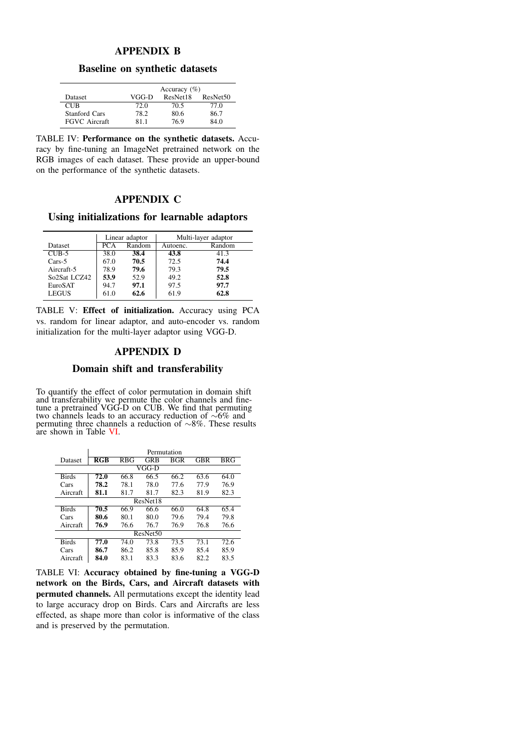# APPENDIX B

## Baseline on synthetic datasets

| | Accuracy (%) | | |
|---|---|---|---|
| Dataset | VGG-D | ResNet18 | ResNet50 |
| CUB | 72.0 | 70.5 | 77.0 |
| Stanford Cars | 78.2 | 80.6 | 86.7 |
| FGVC Aircraft | 81.1 | 76.9 | 84.0 |

TABLE IV: **Performance on the synthetic datasets.** Accuracy by fine-tuning an ImageNet pretrained network on the RGB images of each dataset. These provide an upper-bound on the performance of the synthetic datasets.

# APPENDIX C

## Using initializations for learnable adaptors

| | Linear adaptor | | Multi-layer adaptor | |
|---|---|---|---|---|
| Dataset | PCA | Random | Autoenc. | Random |
| CUB-5 | 38.0 | **38.4** | **43.8** | 41.3 |
| Cars-5 | 67.0 | **70.5** | 72.5 | **74.4** |
| Aircraft-5 | 78.9 | **79.6** | 79.3 | **79.5** |
| So2Sat LCZ42 | **53.9** | 52.9 | 49.2 | **52.8** |
| EuroSAT | 94.7 | **97.1** | 97.5 | **97.7** |
| LEGUS | 61.0 | **62.6** | 61.9 | **62.8** |

TABLE V: **Effect of initialization.** Accuracy using PCA vs. random for linear adaptor, and auto-encoder vs. random initialization for the multi-layer adaptor using VGG-D.

# APPENDIX D

## Domain shift and transferability

To quantify the effect of color permutation in domain shift and transferability we permute the color channels and fine-tune a pretrained VGG-D on CUB. We find that permuting two channels leads to an accuracy reduction of $\sim$6% and permuting three channels a reduction of $\sim$8%. These results are shown in Table VI.

| | Permutation | | | | | |
|---|---|---|---|---|---|---|
| Dataset | **RGB** | RBG | GRB | BGR | GBR | BRG |
| | | | VGG-D | | | |
| Birds | **72.0** | 66.8 | 66.5 | 66.2 | 63.6 | 64.0 |
| Cars | **78.2** | 78.1 | 78.0 | 77.6 | 77.9 | 76.9 |
| Aircraft | **81.1** | 81.7 | 81.7 | 82.3 | 81.9 | 82.3 |
| | | | ResNet18 | | | |
| Birds | **70.5** | 66.9 | 66.6 | 66.0 | 64.8 | 65.4 |
| Cars | **80.6** | 80.1 | 80.0 | 79.6 | 79.4 | 79.8 |
| Aircraft | **76.9** | 76.6 | 76.7 | 76.9 | 76.8 | 76.6 |
| | | | ResNet50 | | | |
| Birds | **77.0** | 74.0 | 73.8 | 73.5 | 73.1 | 72.6 |
| Cars | **86.7** | 86.2 | 85.8 | 85.9 | 85.4 | 85.9 |
| Aircraft | **84.0** | 83.1 | 83.3 | 83.6 | 82.2 | 83.5 |

TABLE VI: **Accuracy obtained by fine-tuning a VGG-D network on the Birds, Cars, and Aircraft datasets with permuted channels.** All permutations except the identity lead to large accuracy drop on Birds. Cars and Aircrafts are less effected, as shape more than color is informative of the class and is preserved by the permutation.